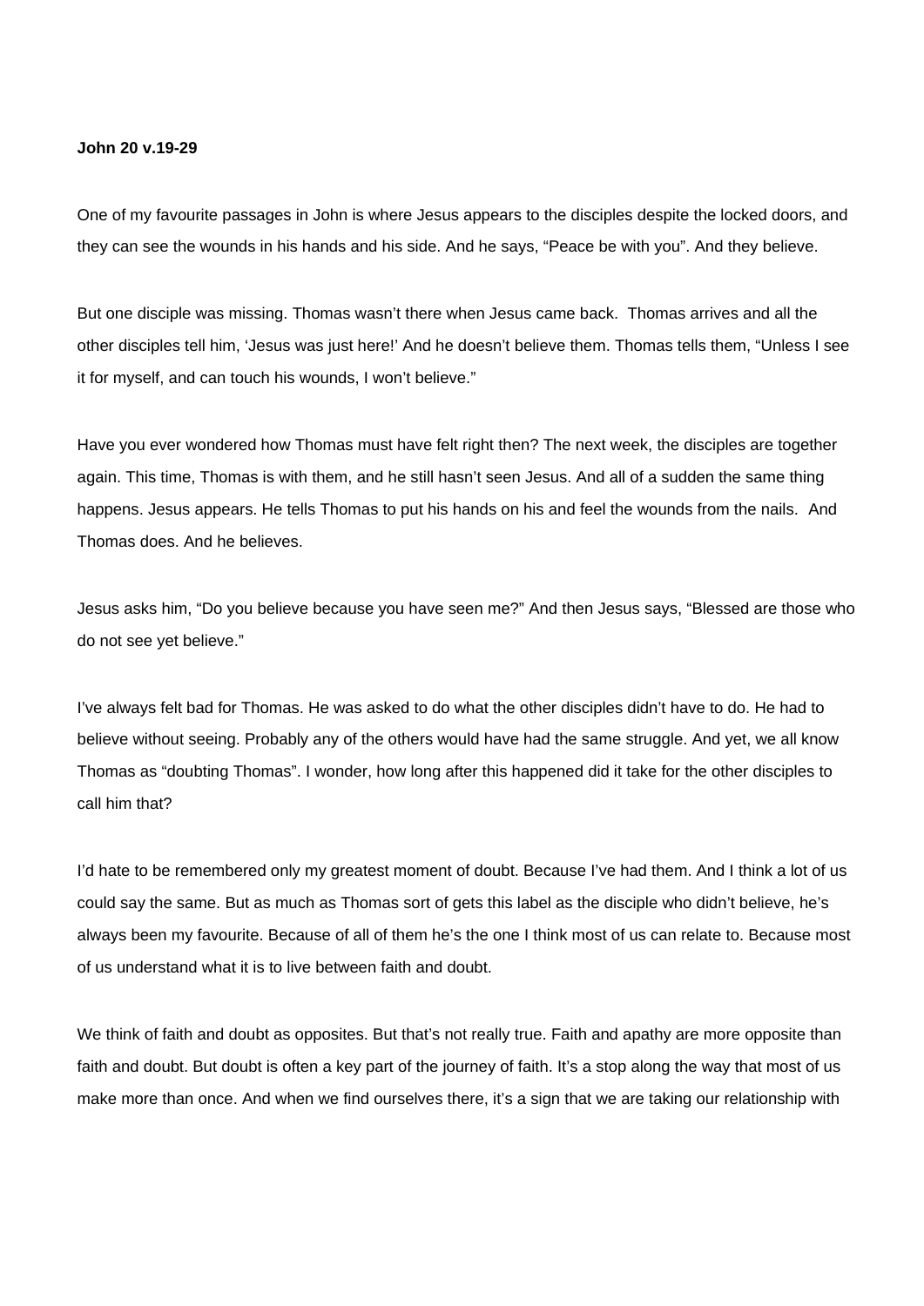**John 20 v.19-29**

One of my favourite passages in John is where Jesus appears to the disciples despite the locked doors, and they can see the wounds in his hands and his side. And he says, "Peace be with you". And they believe.

But one disciple was missing. Thomas wasn't there when Jesus came back. Thomas arrives and all the other disciples tell him, 'Jesus was just here!' And he doesn't believe them. Thomas tells them, "Unless I see it for myself, and can touch his wounds, I won't believe."

Have you ever wondered how Thomas must have felt right then? The next week, the disciples are together again. This time, Thomas is with them, and he still hasn't seen Jesus. And all of a sudden the same thing happens. Jesus appears. He tells Thomas to put his hands on his and feel the wounds from the nails. And Thomas does. And he believes.

Jesus asks him, "Do you believe because you have seen me?" And then Jesus says, "Blessed are those who do not see yet believe."

I've always felt bad for Thomas. He was asked to do what the other disciples didn't have to do. He had to believe without seeing. Probably any of the others would have had the same struggle. And yet, we all know Thomas as "doubting Thomas". I wonder, how long after this happened did it take for the other disciples to call him that?

I'd hate to be remembered only my greatest moment of doubt. Because I've had them. And I think a lot of us could say the same. But as much as Thomas sort of gets this label as the disciple who didn't believe, he's always been my favourite. Because of all of them he's the one I think most of us can relate to. Because most of us understand what it is to live between faith and doubt.

We think of faith and doubt as opposites. But that's not really true. Faith and apathy are more opposite than faith and doubt. But doubt is often a key part of the journey of faith. It's a stop along the way that most of us make more than once. And when we find ourselves there, it's a sign that we are taking our relationship with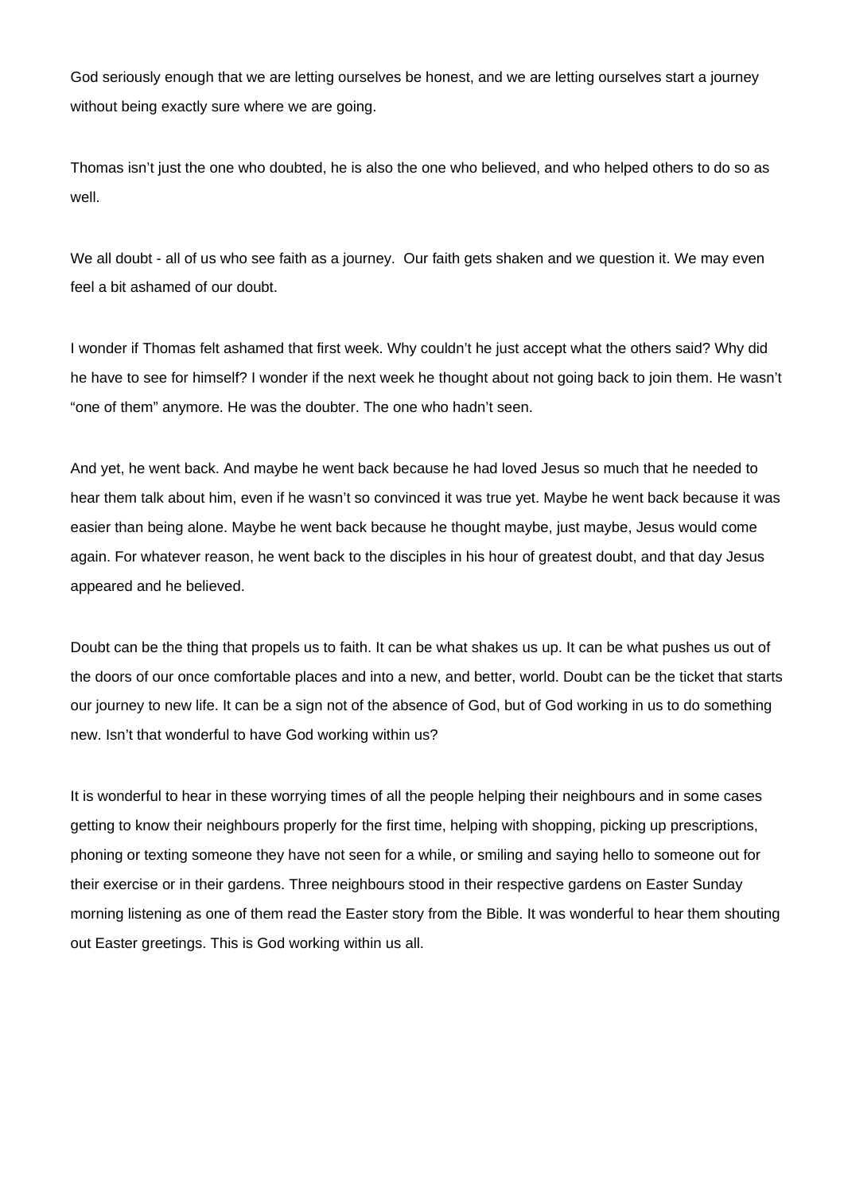God seriously enough that we are letting ourselves be honest, and we are letting ourselves start a journey without being exactly sure where we are going.

Thomas isn't just the one who doubted, he is also the one who believed, and who helped others to do so as well.

We all doubt - all of us who see faith as a journey.  Our faith gets shaken and we question it. We may even feel a bit ashamed of our doubt.

I wonder if Thomas felt ashamed that first week. Why couldn't he just accept what the others said? Why did he have to see for himself? I wonder if the next week he thought about not going back to join them. He wasn't "one of them" anymore. He was the doubter. The one who hadn't seen.

And yet, he went back. And maybe he went back because he had loved Jesus so much that he needed to hear them talk about him, even if he wasn't so convinced it was true yet. Maybe he went back because it was easier than being alone. Maybe he went back because he thought maybe, just maybe, Jesus would come again. For whatever reason, he went back to the disciples in his hour of greatest doubt, and that day Jesus appeared and he believed.

Doubt can be the thing that propels us to faith. It can be what shakes us up. It can be what pushes us out of the doors of our once comfortable places and into a new, and better, world. Doubt can be the ticket that starts our journey to new life. It can be a sign not of the absence of God, but of God working in us to do something new. Isn't that wonderful to have God working within us?

It is wonderful to hear in these worrying times of all the people helping their neighbours and in some cases getting to know their neighbours properly for the first time, helping with shopping, picking up prescriptions, phoning or texting someone they have not seen for a while, or smiling and saying hello to someone out for their exercise or in their gardens. Three neighbours stood in their respective gardens on Easter Sunday morning listening as one of them read the Easter story from the Bible. It was wonderful to hear them shouting out Easter greetings. This is God working within us all.